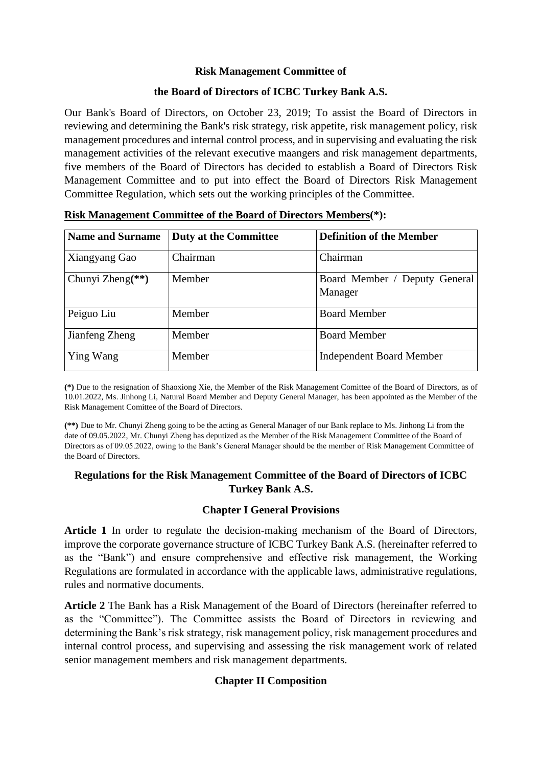**Risk Management Committee of**

**the Board of Directors of ICBC Turkey Bank A.S.**

Our Bank's Board of Directors, on October 23, 2019; To assist the Board of Directors in reviewing and determining the Bank's risk strategy, risk appetite, risk management policy, risk management procedures and internal control process, and in supervising and evaluating the risk management activities of the relevant executive maangers and risk management departments, five members of the Board of Directors has decided to establish a Board of Directors Risk Management Committee and to put into effect the Board of Directors Risk Management Committee Regulation, which sets out the working principles of the Committee.

**Risk Management Committee of the Board of Directors Members(*):**

| Name and Surname | Duty at the Committee | Definition of the Member |
|---|---|---|
| Xiangyang Gao | Chairman | Chairman |
| Chunyi Zheng**(**)** | Member | Board Member / Deputy General Manager |
| Peiguo Liu | Member | Board Member |
| Jianfeng Zheng | Member | Board Member |
| Ying Wang | Member | Independent Board Member |

**(*)** Due to the resignation of Shaoxiong Xie, the Member of the Risk Management Comittee of the Board of Directors, as of 10.01.2022, Ms. Jinhong Li, Natural Board Member and Deputy General Manager, has been appointed as the Member of the Risk Management Comittee of the Board of Directors.

**(**)** Due to Mr. Chunyi Zheng going to be the acting as General Manager of our Bank replace to Ms. Jinhong Li from the date of 09.05.2022, Mr. Chunyi Zheng has deputized as the Member of the Risk Management Committee of the Board of Directors as of 09.05.2022, owing to the Bank's General Manager should be the member of Risk Management Committee of the Board of Directors.

## Regulations for the Risk Management Committee of the Board of Directors of ICBC Turkey Bank A.S.

### Chapter I General Provisions

**Article 1** In order to regulate the decision-making mechanism of the Board of Directors, improve the corporate governance structure of ICBC Turkey Bank A.S. (hereinafter referred to as the "Bank") and ensure comprehensive and effective risk management, the Working Regulations are formulated in accordance with the applicable laws, administrative regulations, rules and normative documents.

**Article 2** The Bank has a Risk Management of the Board of Directors (hereinafter referred to as the "Committee"). The Committee assists the Board of Directors in reviewing and determining the Bank's risk strategy, risk management policy, risk management procedures and internal control process, and supervising and assessing the risk management work of related senior management members and risk management departments.

### Chapter II Composition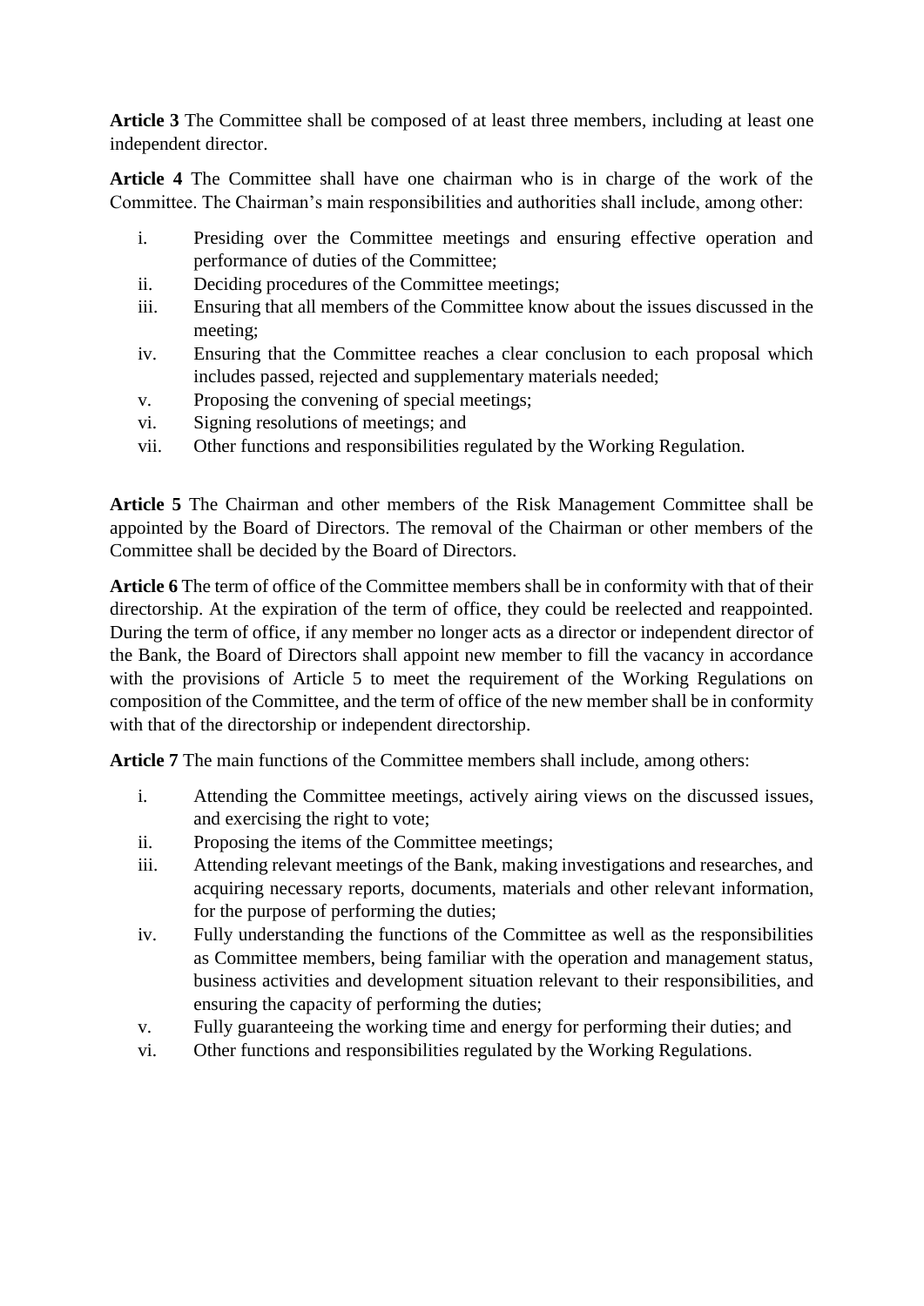**Article 3** The Committee shall be composed of at least three members, including at least one independent director.

**Article 4** The Committee shall have one chairman who is in charge of the work of the Committee. The Chairman's main responsibilities and authorities shall include, among other:

i. Presiding over the Committee meetings and ensuring effective operation and performance of duties of the Committee;
ii. Deciding procedures of the Committee meetings;
iii. Ensuring that all members of the Committee know about the issues discussed in the meeting;
iv. Ensuring that the Committee reaches a clear conclusion to each proposal which includes passed, rejected and supplementary materials needed;
v. Proposing the convening of special meetings;
vi. Signing resolutions of meetings; and
vii. Other functions and responsibilities regulated by the Working Regulation.

**Article 5** The Chairman and other members of the Risk Management Committee shall be appointed by the Board of Directors. The removal of the Chairman or other members of the Committee shall be decided by the Board of Directors.

**Article 6** The term of office of the Committee members shall be in conformity with that of their directorship. At the expiration of the term of office, they could be reelected and reappointed. During the term of office, if any member no longer acts as a director or independent director of the Bank, the Board of Directors shall appoint new member to fill the vacancy in accordance with the provisions of Article 5 to meet the requirement of the Working Regulations on composition of the Committee, and the term of office of the new member shall be in conformity with that of the directorship or independent directorship.

**Article 7** The main functions of the Committee members shall include, among others:

i. Attending the Committee meetings, actively airing views on the discussed issues, and exercising the right to vote;
ii. Proposing the items of the Committee meetings;
iii. Attending relevant meetings of the Bank, making investigations and researches, and acquiring necessary reports, documents, materials and other relevant information, for the purpose of performing the duties;
iv. Fully understanding the functions of the Committee as well as the responsibilities as Committee members, being familiar with the operation and management status, business activities and development situation relevant to their responsibilities, and ensuring the capacity of performing the duties;
v. Fully guaranteeing the working time and energy for performing their duties; and
vi. Other functions and responsibilities regulated by the Working Regulations.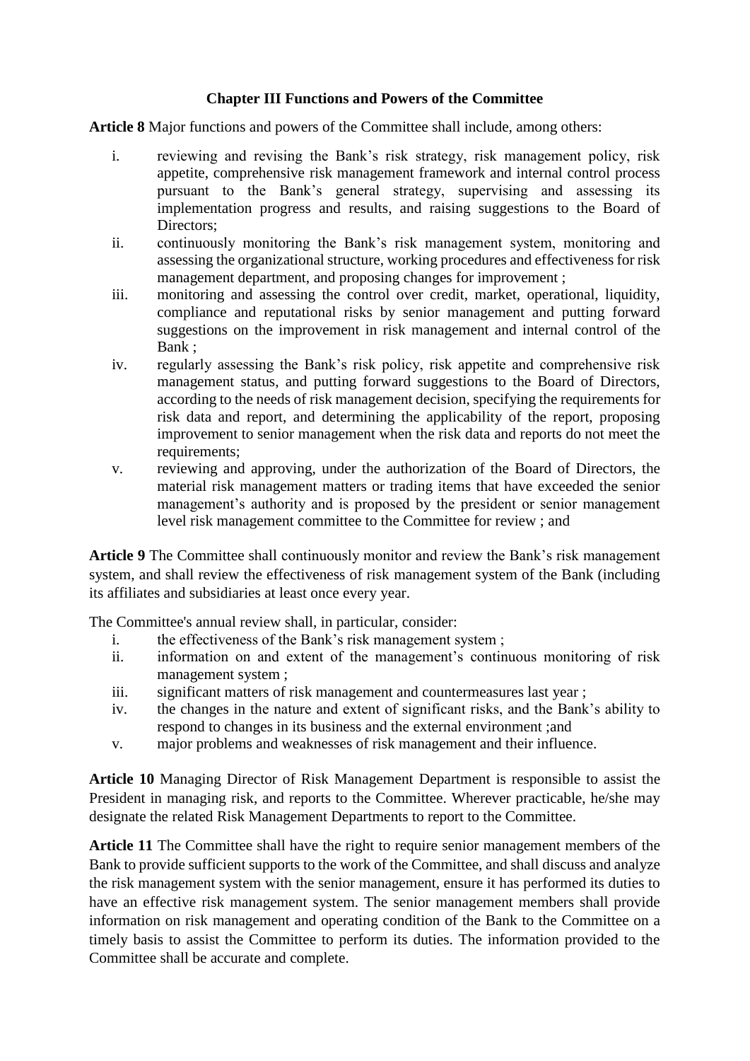## Chapter III Functions and Powers of the Committee

**Article 8** Major functions and powers of the Committee shall include, among others:

i. reviewing and revising the Bank's risk strategy, risk management policy, risk appetite, comprehensive risk management framework and internal control process pursuant to the Bank's general strategy, supervising and assessing its implementation progress and results, and raising suggestions to the Board of Directors;

ii. continuously monitoring the Bank's risk management system, monitoring and assessing the organizational structure, working procedures and effectiveness for risk management department, and proposing changes for improvement ;

iii. monitoring and assessing the control over credit, market, operational, liquidity, compliance and reputational risks by senior management and putting forward suggestions on the improvement in risk management and internal control of the Bank ;

iv. regularly assessing the Bank's risk policy, risk appetite and comprehensive risk management status, and putting forward suggestions to the Board of Directors, according to the needs of risk management decision, specifying the requirements for risk data and report, and determining the applicability of the report, proposing improvement to senior management when the risk data and reports do not meet the requirements;

v. reviewing and approving, under the authorization of the Board of Directors, the material risk management matters or trading items that have exceeded the senior management's authority and is proposed by the president or senior management level risk management committee to the Committee for review ; and

**Article 9** The Committee shall continuously monitor and review the Bank's risk management system, and shall review the effectiveness of risk management system of the Bank (including its affiliates and subsidiaries at least once every year.

The Committee's annual review shall, in particular, consider:

i. the effectiveness of the Bank's risk management system ;

ii. information on and extent of the management's continuous monitoring of risk management system ;

iii. significant matters of risk management and countermeasures last year ;

iv. the changes in the nature and extent of significant risks, and the Bank's ability to respond to changes in its business and the external environment ;and

v. major problems and weaknesses of risk management and their influence.

**Article 10** Managing Director of Risk Management Department is responsible to assist the President in managing risk, and reports to the Committee. Wherever practicable, he/she may designate the related Risk Management Departments to report to the Committee.

**Article 11** The Committee shall have the right to require senior management members of the Bank to provide sufficient supports to the work of the Committee, and shall discuss and analyze the risk management system with the senior management, ensure it has performed its duties to have an effective risk management system. The senior management members shall provide information on risk management and operating condition of the Bank to the Committee on a timely basis to assist the Committee to perform its duties. The information provided to the Committee shall be accurate and complete.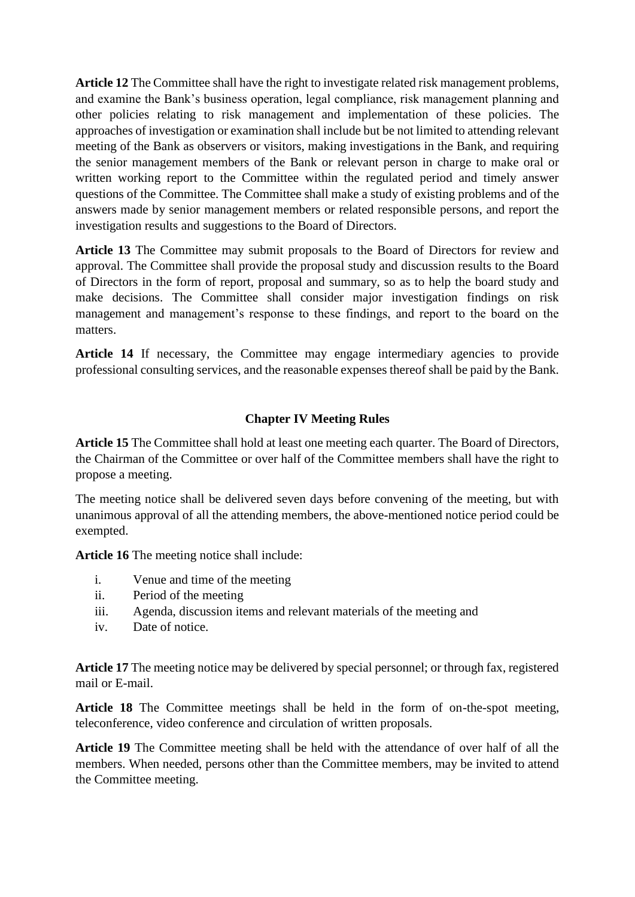**Article 12** The Committee shall have the right to investigate related risk management problems, and examine the Bank's business operation, legal compliance, risk management planning and other policies relating to risk management and implementation of these policies. The approaches of investigation or examination shall include but be not limited to attending relevant meeting of the Bank as observers or visitors, making investigations in the Bank, and requiring the senior management members of the Bank or relevant person in charge to make oral or written working report to the Committee within the regulated period and timely answer questions of the Committee. The Committee shall make a study of existing problems and of the answers made by senior management members or related responsible persons, and report the investigation results and suggestions to the Board of Directors.

**Article 13** The Committee may submit proposals to the Board of Directors for review and approval. The Committee shall provide the proposal study and discussion results to the Board of Directors in the form of report, proposal and summary, so as to help the board study and make decisions. The Committee shall consider major investigation findings on risk management and management's response to these findings, and report to the board on the matters.

**Article 14** If necessary, the Committee may engage intermediary agencies to provide professional consulting services, and the reasonable expenses thereof shall be paid by the Bank.

## Chapter IV Meeting Rules

**Article 15** The Committee shall hold at least one meeting each quarter. The Board of Directors, the Chairman of the Committee or over half of the Committee members shall have the right to propose a meeting.

The meeting notice shall be delivered seven days before convening of the meeting, but with unanimous approval of all the attending members, the above-mentioned notice period could be exempted.

**Article 16** The meeting notice shall include:

i. Venue and time of the meeting
ii. Period of the meeting
iii. Agenda, discussion items and relevant materials of the meeting and
iv. Date of notice.

**Article 17** The meeting notice may be delivered by special personnel; or through fax, registered mail or E-mail.

**Article 18** The Committee meetings shall be held in the form of on-the-spot meeting, teleconference, video conference and circulation of written proposals.

**Article 19** The Committee meeting shall be held with the attendance of over half of all the members. When needed, persons other than the Committee members, may be invited to attend the Committee meeting.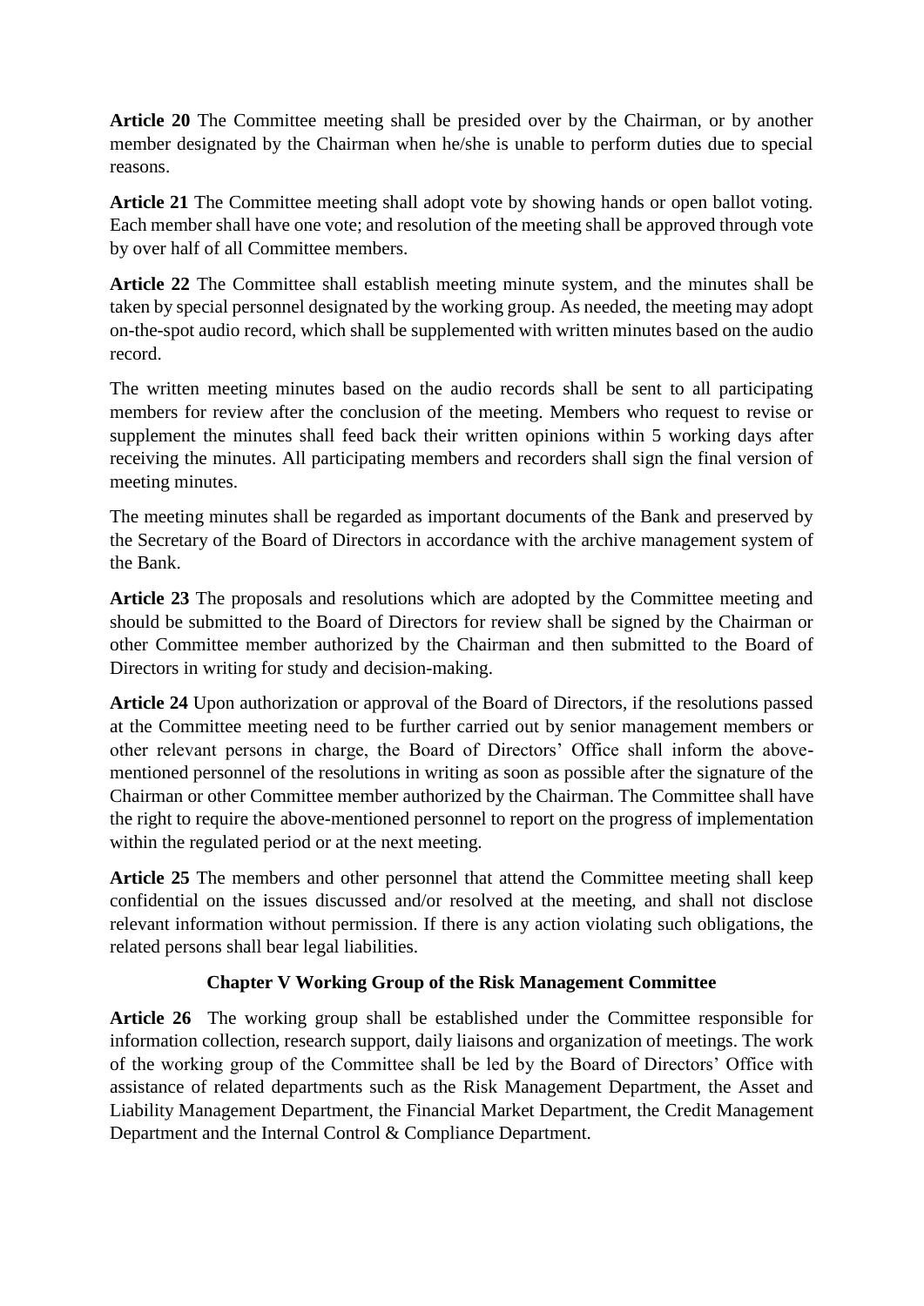**Article 20** The Committee meeting shall be presided over by the Chairman, or by another member designated by the Chairman when he/she is unable to perform duties due to special reasons.

**Article 21** The Committee meeting shall adopt vote by showing hands or open ballot voting. Each member shall have one vote; and resolution of the meeting shall be approved through vote by over half of all Committee members.

**Article 22** The Committee shall establish meeting minute system, and the minutes shall be taken by special personnel designated by the working group. As needed, the meeting may adopt on-the-spot audio record, which shall be supplemented with written minutes based on the audio record.

The written meeting minutes based on the audio records shall be sent to all participating members for review after the conclusion of the meeting. Members who request to revise or supplement the minutes shall feed back their written opinions within 5 working days after receiving the minutes. All participating members and recorders shall sign the final version of meeting minutes.

The meeting minutes shall be regarded as important documents of the Bank and preserved by the Secretary of the Board of Directors in accordance with the archive management system of the Bank.

**Article 23** The proposals and resolutions which are adopted by the Committee meeting and should be submitted to the Board of Directors for review shall be signed by the Chairman or other Committee member authorized by the Chairman and then submitted to the Board of Directors in writing for study and decision-making.

**Article 24** Upon authorization or approval of the Board of Directors, if the resolutions passed at the Committee meeting need to be further carried out by senior management members or other relevant persons in charge, the Board of Directors' Office shall inform the above-mentioned personnel of the resolutions in writing as soon as possible after the signature of the Chairman or other Committee member authorized by the Chairman. The Committee shall have the right to require the above-mentioned personnel to report on the progress of implementation within the regulated period or at the next meeting.

**Article 25** The members and other personnel that attend the Committee meeting shall keep confidential on the issues discussed and/or resolved at the meeting, and shall not disclose relevant information without permission. If there is any action violating such obligations, the related persons shall bear legal liabilities.

## Chapter V Working Group of the Risk Management Committee

**Article 26** The working group shall be established under the Committee responsible for information collection, research support, daily liaisons and organization of meetings. The work of the working group of the Committee shall be led by the Board of Directors' Office with assistance of related departments such as the Risk Management Department, the Asset and Liability Management Department, the Financial Market Department, the Credit Management Department and the Internal Control & Compliance Department.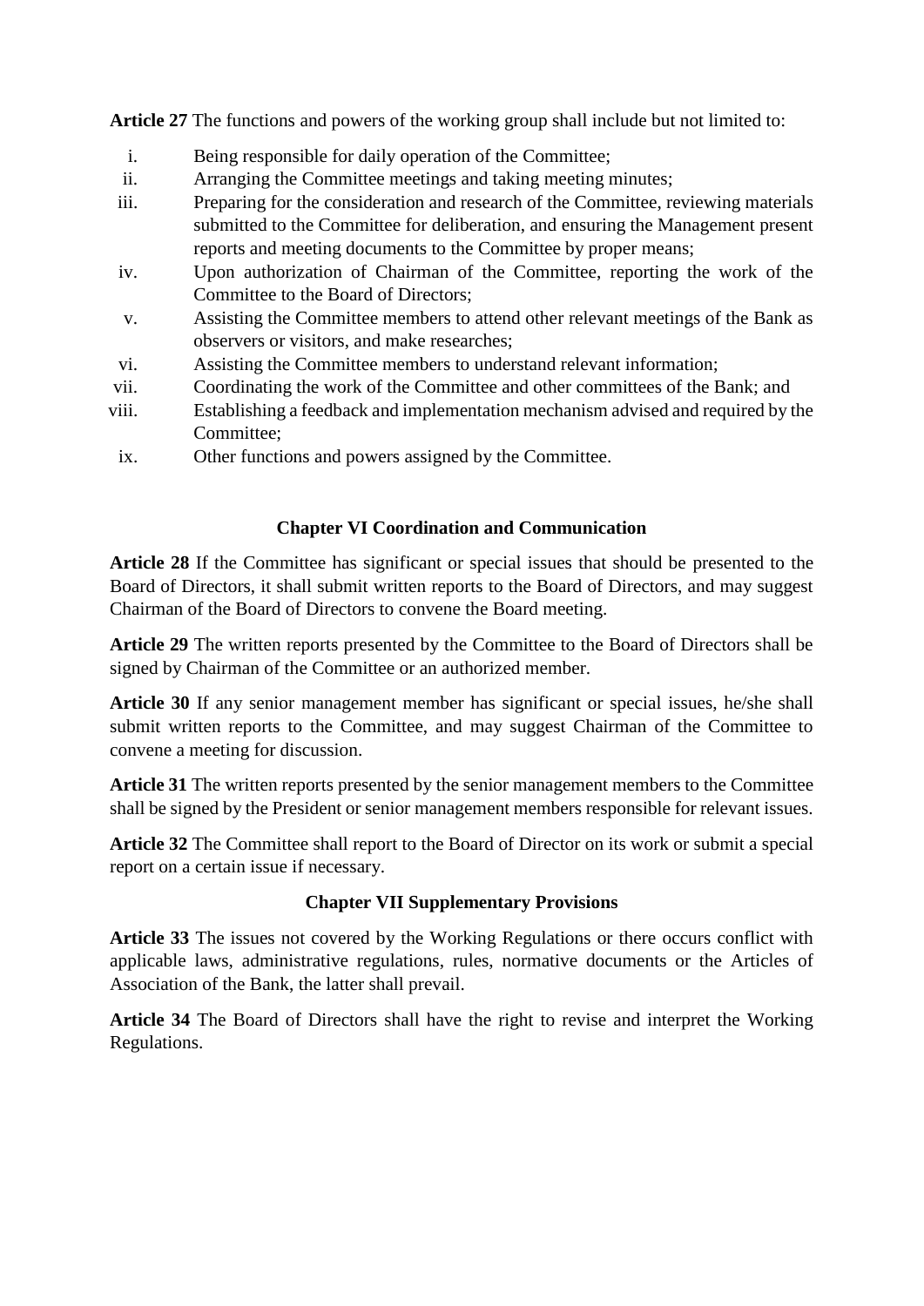**Article 27** The functions and powers of the working group shall include but not limited to:

i. Being responsible for daily operation of the Committee;
ii. Arranging the Committee meetings and taking meeting minutes;
iii. Preparing for the consideration and research of the Committee, reviewing materials submitted to the Committee for deliberation, and ensuring the Management present reports and meeting documents to the Committee by proper means;
iv. Upon authorization of Chairman of the Committee, reporting the work of the Committee to the Board of Directors;
v. Assisting the Committee members to attend other relevant meetings of the Bank as observers or visitors, and make researches;
vi. Assisting the Committee members to understand relevant information;
vii. Coordinating the work of the Committee and other committees of the Bank; and
viii. Establishing a feedback and implementation mechanism advised and required by the Committee;
ix. Other functions and powers assigned by the Committee.

## Chapter VI Coordination and Communication

**Article 28** If the Committee has significant or special issues that should be presented to the Board of Directors, it shall submit written reports to the Board of Directors, and may suggest Chairman of the Board of Directors to convene the Board meeting.

**Article 29** The written reports presented by the Committee to the Board of Directors shall be signed by Chairman of the Committee or an authorized member.

**Article 30** If any senior management member has significant or special issues, he/she shall submit written reports to the Committee, and may suggest Chairman of the Committee to convene a meeting for discussion.

**Article 31** The written reports presented by the senior management members to the Committee shall be signed by the President or senior management members responsible for relevant issues.

**Article 32** The Committee shall report to the Board of Director on its work or submit a special report on a certain issue if necessary.

## Chapter VII Supplementary Provisions

**Article 33** The issues not covered by the Working Regulations or there occurs conflict with applicable laws, administrative regulations, rules, normative documents or the Articles of Association of the Bank, the latter shall prevail.

**Article 34** The Board of Directors shall have the right to revise and interpret the Working Regulations.